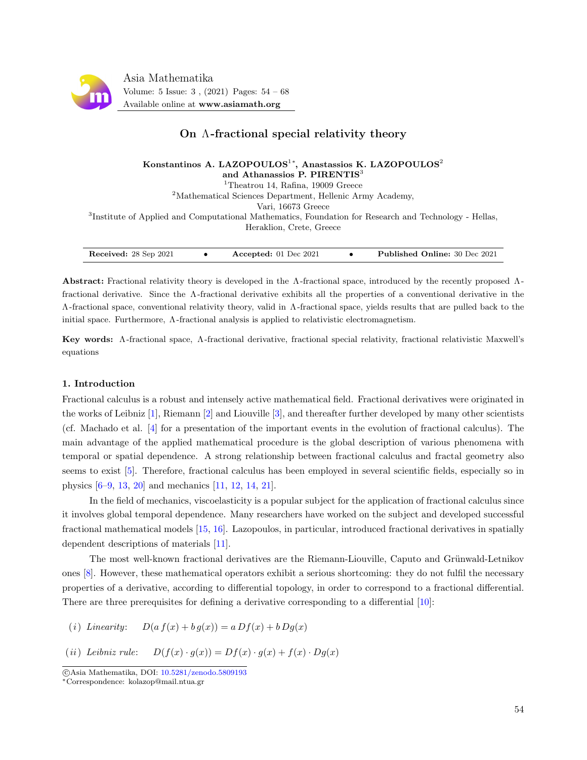# On Λ-fractional special relativity theory

**Konstantinos A. LAZOPOULOS[1*], Anastassios K. LAZOPOULOS[2] and Athanassios P. PIRENTIS[3]**

[1]Theatrou 14, Rafina, 19009 Greece

[2]Mathematical Sciences Department, Hellenic Army Academy, Vari, 16673 Greece

[3]Institute of Applied and Computational Mathematics, Foundation for Research and Technology - Hellas, Heraklion, Crete, Greece

**Received:** 28 Sep 2021 • **Accepted:** 01 Dec 2021 • **Published Online:** 30 Dec 2021

**Abstract:** Fractional relativity theory is developed in the Λ-fractional space, introduced by the recently proposed Λ-fractional derivative. Since the Λ-fractional derivative exhibits all the properties of a conventional derivative in the Λ-fractional space, conventional relativity theory, valid in Λ-fractional space, yields results that are pulled back to the initial space. Furthermore, Λ-fractional analysis is applied to relativistic electromagnetism.

**Key words:** Λ-fractional space, Λ-fractional derivative, fractional special relativity, fractional relativistic Maxwell's equations

## 1. Introduction

Fractional calculus is a robust and intensely active mathematical field. Fractional derivatives were originated in the works of Leibniz [1], Riemann [2] and Liouville [3], and thereafter further developed by many other scientists (cf. Machado et al. [4] for a presentation of the important events in the evolution of fractional calculus). The main advantage of the applied mathematical procedure is the global description of various phenomena with temporal or spatial dependence. A strong relationship between fractional calculus and fractal geometry also seems to exist [5]. Therefore, fractional calculus has been employed in several scientific fields, especially so in physics [6–9, 13, 20] and mechanics [11, 12, 14, 21].

In the field of mechanics, viscoelasticity is a popular subject for the application of fractional calculus since it involves global temporal dependence. Many researchers have worked on the subject and developed successful fractional mathematical models [15, 16]. Lazopoulos, in particular, introduced fractional derivatives in spatially dependent descriptions of materials [11].

The most well-known fractional derivatives are the Riemann-Liouville, Caputo and Grünwald-Letnikov ones [8]. However, these mathematical operators exhibit a serious shortcoming: they do not fulfil the necessary properties of a derivative, according to differential topology, in order to correspond to a fractional differential. There are three prerequisites for defining a derivative corresponding to a differential [10]:

(*i*) *Linearity*: $D(a\, f(x) + b\, g(x)) = a\, Df(x) + b\, Dg(x)$

(*ii*) *Leibniz rule*: $D(f(x)\cdot g(x)) = Df(x)\cdot g(x) + f(x)\cdot Dg(x)$

©Asia Mathematika, DOI: 10.5281/zenodo.5809193

*Correspondence: kolazop@mail.ntua.gr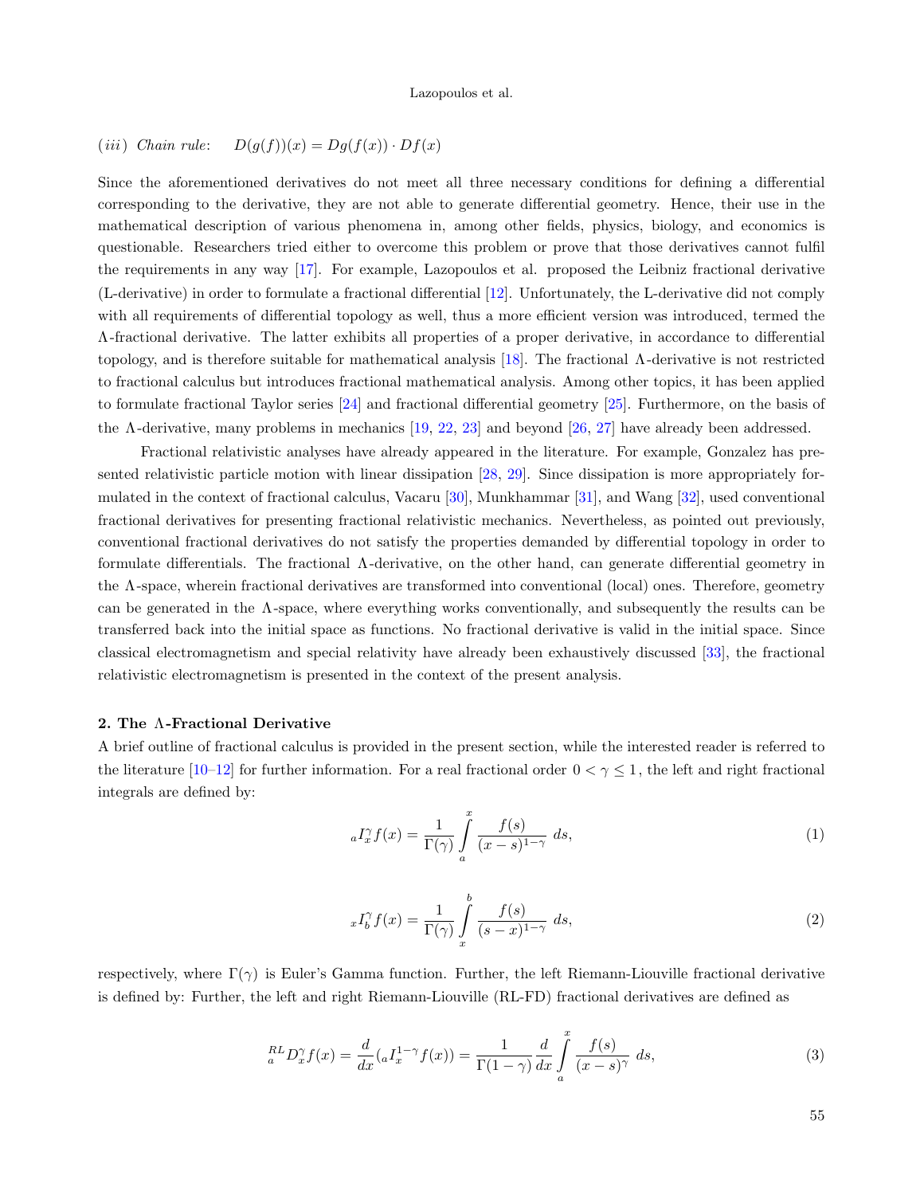(*iii*) *Chain rule*: $\quad D(g(f))(x) = Dg(f(x)) \cdot Df(x)$

Since the aforementioned derivatives do not meet all three necessary conditions for defining a differential corresponding to the derivative, they are not able to generate differential geometry. Hence, their use in the mathematical description of various phenomena in, among other fields, physics, biology, and economics is questionable. Researchers tried either to overcome this problem or prove that those derivatives cannot fulfil the requirements in any way [17]. For example, Lazopoulos et al. proposed the Leibniz fractional derivative (L-derivative) in order to formulate a fractional differential [12]. Unfortunately, the L-derivative did not comply with all requirements of differential topology as well, thus a more efficient version was introduced, termed the Λ-fractional derivative. The latter exhibits all properties of a proper derivative, in accordance to differential topology, and is therefore suitable for mathematical analysis [18]. The fractional Λ-derivative is not restricted to fractional calculus but introduces fractional mathematical analysis. Among other topics, it has been applied to formulate fractional Taylor series [24] and fractional differential geometry [25]. Furthermore, on the basis of the Λ-derivative, many problems in mechanics [19, 22, 23] and beyond [26, 27] have already been addressed.

Fractional relativistic analyses have already appeared in the literature. For example, Gonzalez has presented relativistic particle motion with linear dissipation [28, 29]. Since dissipation is more appropriately formulated in the context of fractional calculus, Vacaru [30], Munkhammar [31], and Wang [32], used conventional fractional derivatives for presenting fractional relativistic mechanics. Nevertheless, as pointed out previously, conventional fractional derivatives do not satisfy the properties demanded by differential topology in order to formulate differentials. The fractional Λ-derivative, on the other hand, can generate differential geometry in the Λ-space, wherein fractional derivatives are transformed into conventional (local) ones. Therefore, geometry can be generated in the Λ-space, where everything works conventionally, and subsequently the results can be transferred back into the initial space as functions. No fractional derivative is valid in the initial space. Since classical electromagnetism and special relativity have already been exhaustively discussed [33], the fractional relativistic electromagnetism is presented in the context of the present analysis.

## 2. The Λ-Fractional Derivative

A brief outline of fractional calculus is provided in the present section, while the interested reader is referred to the literature [10–12] for further information. For a real fractional order $0 < \gamma \leq 1$, the left and right fractional integrals are defined by:

$$
{}_aI_x^{\gamma} f(x) = \frac{1}{\Gamma(\gamma)} \int_a^x \frac{f(s)}{(x-s)^{1-\gamma}} \, ds, \tag{1}
$$

$$
{}_xI_b^{\gamma} f(x) = \frac{1}{\Gamma(\gamma)} \int_x^b \frac{f(s)}{(s-x)^{1-\gamma}} \, ds, \tag{2}
$$

respectively, where $\Gamma(\gamma)$ is Euler's Gamma function. Further, the left Riemann-Liouville fractional derivative is defined by: Further, the left and right Riemann-Liouville (RL-FD) fractional derivatives are defined as

$$
{}_a^{RL}D_x^{\gamma} f(x) = \frac{d}{dx}\left({}_aI_x^{1-\gamma} f(x)\right) = \frac{1}{\Gamma(1-\gamma)} \frac{d}{dx} \int_a^x \frac{f(s)}{(x-s)^{\gamma}} \, ds, \tag{3}
$$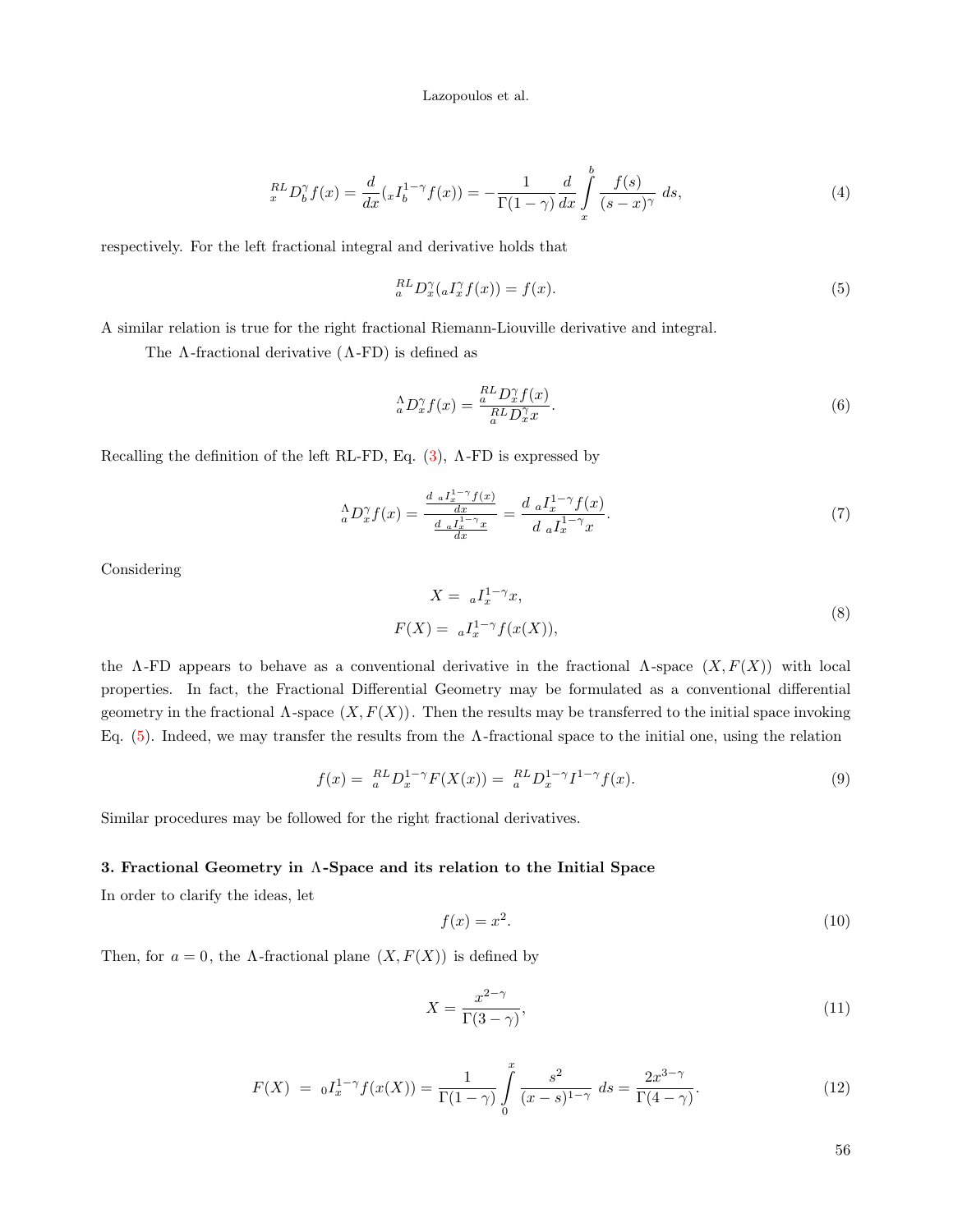$$
{}_{x}^{RL}D_{b}^{\gamma}f(x) = \frac{d}{dx}({}_{x}I_{b}^{1-\gamma}f(x)) = -\frac{1}{\Gamma(1-\gamma)}\frac{d}{dx}\int_{x}^{b}\frac{f(s)}{(s-x)^{\gamma}}\,ds, \tag{4}
$$

respectively. For the left fractional integral and derivative holds that

$$
{}_{a}^{RL}D_{x}^{\gamma}({}_{a}I_{x}^{\gamma}f(x)) = f(x). \tag{5}
$$

A similar relation is true for the right fractional Riemann-Liouville derivative and integral.

The $\Lambda$-fractional derivative ($\Lambda$-FD) is defined as

$$
{}_{a}^{\Lambda}D_{x}^{\gamma}f(x) = \frac{{}_{a}^{RL}D_{x}^{\gamma}f(x)}{{}_{a}^{RL}D_{x}^{\gamma}x}. \tag{6}
$$

Recalling the definition of the left RL-FD, Eq. (3), $\Lambda$-FD is expressed by

$$
{}_{a}^{\Lambda}D_{x}^{\gamma}f(x) = \frac{\frac{d\ {}_{a}I_{x}^{1-\gamma}f(x)}{dx}}{\frac{d\ {}_{a}I_{x}^{1-\gamma}x}{dx}} = \frac{d\ {}_{a}I_{x}^{1-\gamma}f(x)}{d\ {}_{a}I_{x}^{1-\gamma}x}. \tag{7}
$$

Considering

$$
\begin{aligned}
X &= {}_{a}I_{x}^{1-\gamma}x, \\
F(X) &= {}_{a}I_{x}^{1-\gamma}f(x(X)),
\end{aligned} \tag{8}
$$

the $\Lambda$-FD appears to behave as a conventional derivative in the fractional $\Lambda$-space $(X, F(X))$ with local properties. In fact, the Fractional Differential Geometry may be formulated as a conventional differential geometry in the fractional $\Lambda$-space $(X, F(X))$. Then the results may be transferred to the initial space invoking Eq. (5). Indeed, we may transfer the results from the $\Lambda$-fractional space to the initial one, using the relation

$$
f(x) = {}_{a}^{RL}D_{x}^{1-\gamma}F(X(x)) = {}_{a}^{RL}D_{x}^{1-\gamma}I^{1-\gamma}f(x). \tag{9}
$$

Similar procedures may be followed for the right fractional derivatives.

### 3. Fractional Geometry in $\Lambda$-Space and its relation to the Initial Space

In order to clarify the ideas, let

$$
f(x) = x^{2}. \tag{10}
$$

Then, for $a = 0$, the $\Lambda$-fractional plane $(X, F(X))$ is defined by

$$
X = \frac{x^{2-\gamma}}{\Gamma(3-\gamma)}, \tag{11}
$$

$$
F(X) = {}_{0}I_{x}^{1-\gamma}f(x(X)) = \frac{1}{\Gamma(1-\gamma)}\int_{0}^{x}\frac{s^{2}}{(x-s)^{1-\gamma}}\,ds = \frac{2x^{3-\gamma}}{\Gamma(4-\gamma)}. \tag{12}
$$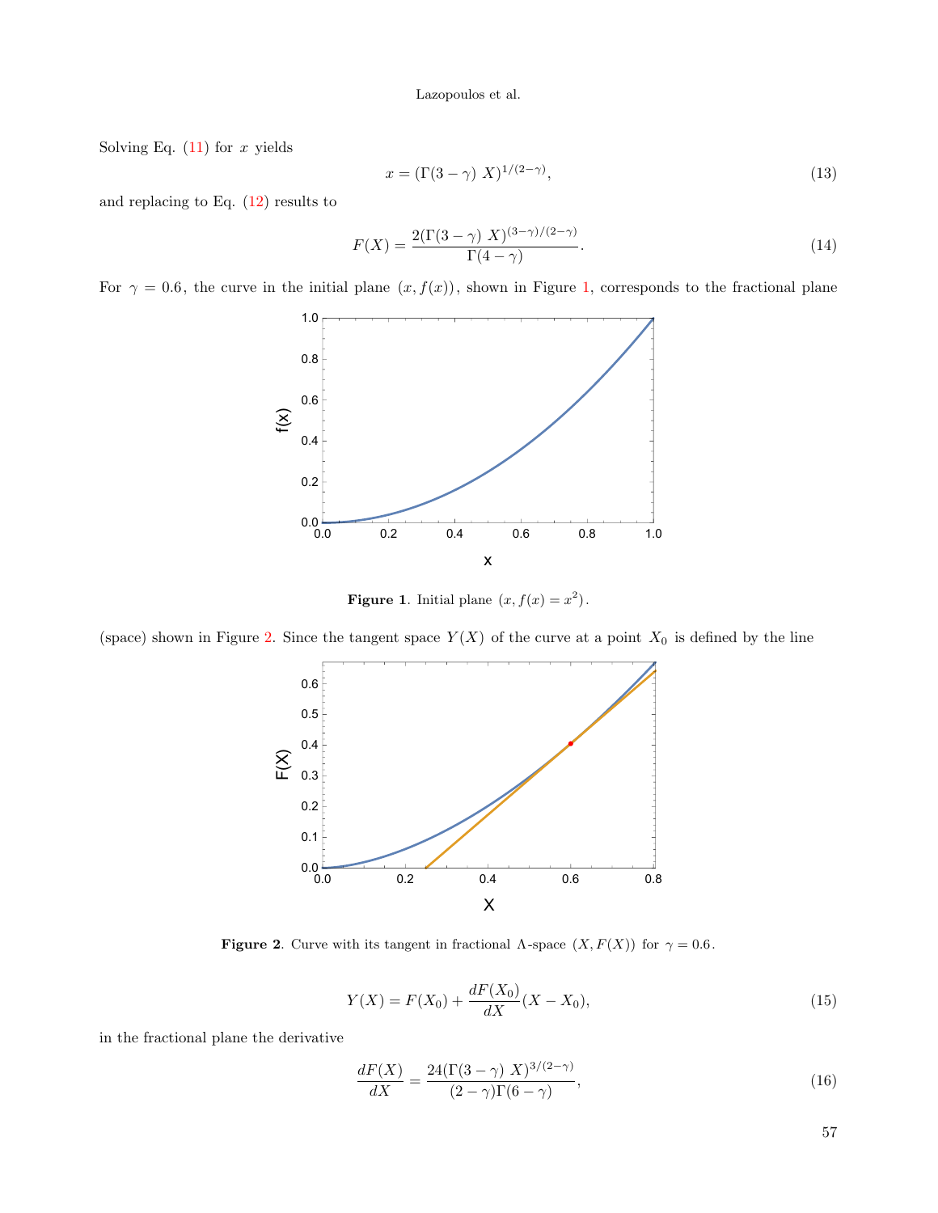Solving Eq. (11) for $x$ yields

$$x = (\Gamma(3-\gamma)\ X)^{1/(2-\gamma)}, \tag{13}$$

and replacing to Eq. (12) results to

$$F(X) = \frac{2(\Gamma(3-\gamma)\ X)^{(3-\gamma)/(2-\gamma)}}{\Gamma(4-\gamma)}. \tag{14}$$

For $\gamma = 0.6$, the curve in the initial plane $(x, f(x))$, shown in Figure 1, corresponds to the fractional plane

1.0
0.8
0.6
0.4
0.2
0.0
f(x)
0.0
0.2
0.4
0.6
0.8
1.0
x

**Figure 1**. Initial plane $(x, f(x) = x^2)$.

(space) shown in Figure 2. Since the tangent space $Y(X)$ of the curve at a point $X_0$ is defined by the line

0.6
0.5
0.4
0.3
0.2
0.1
0.0
F(X)
0.0
0.2
0.4
0.6
0.8
X

**Figure 2**. Curve with its tangent in fractional $\Lambda$-space $(X, F(X))$ for $\gamma = 0.6$.

$$Y(X) = F(X_0) + \frac{dF(X_0)}{dX}(X - X_0), \tag{15}$$

in the fractional plane the derivative

$$\frac{dF(X)}{dX} = \frac{24(\Gamma(3-\gamma)\ X)^{3/(2-\gamma)}}{(2-\gamma)\Gamma(6-\gamma)}, \tag{16}$$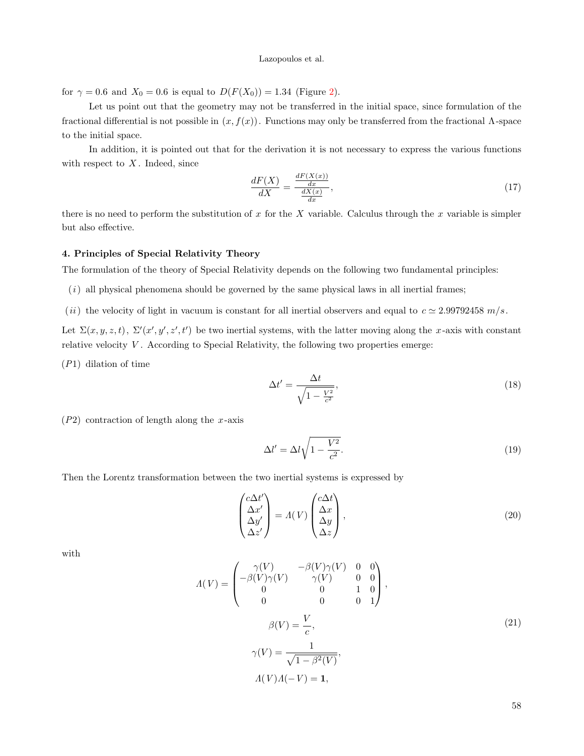for $\gamma = 0.6$ and $X_0 = 0.6$ is equal to $D(F(X_0)) = 1.34$ (Figure 2).

Let us point out that the geometry may not be transferred in the initial space, since formulation of the fractional differential is not possible in $(x, f(x))$. Functions may only be transferred from the fractional Λ-space to the initial space.

In addition, it is pointed out that for the derivation it is not necessary to express the various functions with respect to $X$. Indeed, since

$$\frac{dF(X)}{dX} = \frac{\frac{dF(X(x))}{dx}}{\frac{dX(x)}{dx}}, \tag{17}$$

there is no need to perform the substitution of $x$ for the $X$ variable. Calculus through the $x$ variable is simpler but also effective.

### 4. Principles of Special Relativity Theory

The formulation of the theory of Special Relativity depends on the following two fundamental principles:

($i$) all physical phenomena should be governed by the same physical laws in all inertial frames;

($ii$) the velocity of light in vacuum is constant for all inertial observers and equal to $c \simeq 2.99792458\ m/s$.

Let $\Sigma(x, y, z, t)$, $\Sigma'(x', y', z', t')$ be two inertial systems, with the latter moving along the $x$-axis with constant relative velocity $V$. According to Special Relativity, the following two properties emerge:

($P1$) dilation of time

$$\Delta t' = \frac{\Delta t}{\sqrt{1 - \frac{V^2}{c^2}}}, \tag{18}$$

($P2$) contraction of length along the $x$-axis

$$\Delta l' = \Delta l \sqrt{1 - \frac{V^2}{c^2}}. \tag{19}$$

Then the Lorentz transformation between the two inertial systems is expressed by

$$\begin{pmatrix} c\Delta t' \\ \Delta x' \\ \Delta y' \\ \Delta z' \end{pmatrix} = \Lambda(V) \begin{pmatrix} c\Delta t \\ \Delta x \\ \Delta y \\ \Delta z \end{pmatrix}, \tag{20}$$

with

$$\Lambda(V) = \begin{pmatrix} \gamma(V) & -\beta(V)\gamma(V) & 0 & 0 \\ -\beta(V)\gamma(V) & \gamma(V) & 0 & 0 \\ 0 & 0 & 1 & 0 \\ 0 & 0 & 0 & 1 \end{pmatrix},$$

$$\beta(V) = \frac{V}{c}, \tag{21}$$

$$\gamma(V) = \frac{1}{\sqrt{1 - \beta^2(V)}},$$

$$\Lambda(V)\Lambda(-V) = \mathbf{1},$$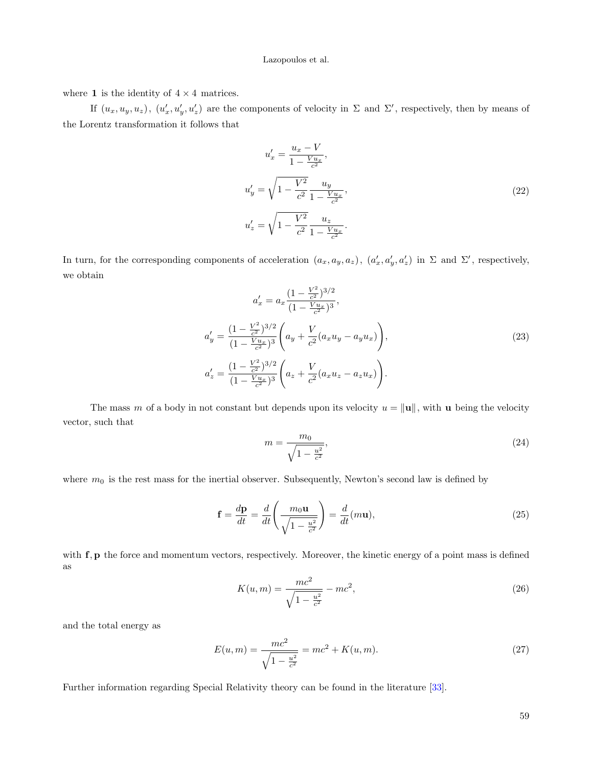where $\mathbf{1}$ is the identity of $4 \times 4$ matrices.

If $(u_x, u_y, u_z)$, $(u'_x, u'_y, u'_z)$ are the components of velocity in $\Sigma$ and $\Sigma'$, respectively, then by means of the Lorentz transformation it follows that

$$
\begin{aligned}
u'_x &= \frac{u_x - V}{1 - \frac{V u_x}{c^2}}, \\
u'_y &= \sqrt{1 - \frac{V^2}{c^2}} \frac{u_y}{1 - \frac{V u_x}{c^2}}, \\
u'_z &= \sqrt{1 - \frac{V^2}{c^2}} \frac{u_z}{1 - \frac{V u_x}{c^2}}.
\end{aligned}
\tag{22}
$$

In turn, for the corresponding components of acceleration $(a_x, a_y, a_z)$, $(a'_x, a'_y, a'_z)$ in $\Sigma$ and $\Sigma'$, respectively, we obtain

$$
\begin{aligned}
a'_x &= a_x \frac{(1 - \frac{V^2}{c^2})^{3/2}}{(1 - \frac{V u_x}{c^2})^3}, \\
a'_y &= \frac{(1 - \frac{V^2}{c^2})^{3/2}}{(1 - \frac{V u_x}{c^2})^3} \left( a_y + \frac{V}{c^2}(a_x u_y - a_y u_x) \right), \\
a'_z &= \frac{(1 - \frac{V^2}{c^2})^{3/2}}{(1 - \frac{V u_x}{c^2})^3} \left( a_z + \frac{V}{c^2}(a_x u_z - a_z u_x) \right).
\end{aligned}
\tag{23}
$$

The mass $m$ of a body in not constant but depends upon its velocity $u = \|\mathbf{u}\|$, with $\mathbf{u}$ being the velocity vector, such that

$$
m = \frac{m_0}{\sqrt{1 - \frac{u^2}{c^2}}},
\tag{24}
$$

where $m_0$ is the rest mass for the inertial observer. Subsequently, Newton's second law is defined by

$$
\mathbf{f} = \frac{d\mathbf{p}}{dt} = \frac{d}{dt}\left( \frac{m_0 \mathbf{u}}{\sqrt{1 - \frac{u^2}{c^2}}} \right) = \frac{d}{dt}(m\mathbf{u}),
\tag{25}
$$

with $\mathbf{f}, \mathbf{p}$ the force and momentum vectors, respectively. Moreover, the kinetic energy of a point mass is defined as

$$
K(u, m) = \frac{mc^2}{\sqrt{1 - \frac{u^2}{c^2}}} - mc^2,
\tag{26}
$$

and the total energy as

$$
E(u, m) = \frac{mc^2}{\sqrt{1 - \frac{u^2}{c^2}}} = mc^2 + K(u, m).
\tag{27}
$$

Further information regarding Special Relativity theory can be found in the literature [33].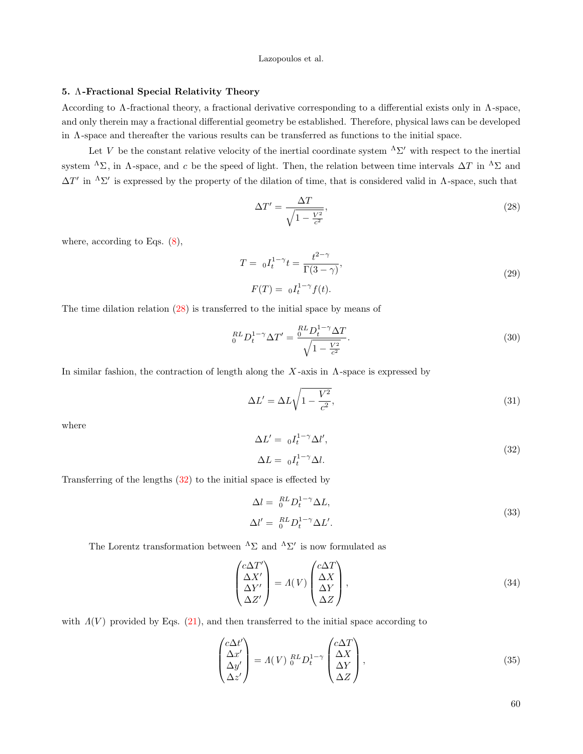### 5. Λ-Fractional Special Relativity Theory

According to Λ-fractional theory, a fractional derivative corresponding to a differential exists only in Λ-space, and only therein may a fractional differential geometry be established. Therefore, physical laws can be developed in Λ-space and thereafter the various results can be transferred as functions to the initial space.

Let $V$ be the constant relative velocity of the inertial coordinate system ${}^{\Lambda}\Sigma'$ with respect to the inertial system ${}^{\Lambda}\Sigma$, in Λ-space, and $c$ be the speed of light. Then, the relation between time intervals $\Delta T$ in ${}^{\Lambda}\Sigma$ and $\Delta T'$ in ${}^{\Lambda}\Sigma'$ is expressed by the property of the dilation of time, that is considered valid in Λ-space, such that

$$\Delta T' = \frac{\Delta T}{\sqrt{1-\frac{V^2}{c^2}}}, \tag{28}$$

where, according to Eqs. (8),

$$\begin{aligned} T &= {}_0I_t^{1-\gamma} t = \frac{t^{2-\gamma}}{\Gamma(3-\gamma)}, \\ F(T) &= {}_0I_t^{1-\gamma} f(t). \end{aligned} \tag{29}$$

The time dilation relation (28) is transferred to the initial space by means of

$${}_0^{RL}D_t^{1-\gamma} \Delta T' = \frac{{}_0^{RL}D_t^{1-\gamma} \Delta T}{\sqrt{1-\frac{V^2}{c^2}}}. \tag{30}$$

In similar fashion, the contraction of length along the $X$-axis in Λ-space is expressed by

$$\Delta L' = \Delta L \sqrt{1-\frac{V^2}{c^2}}, \tag{31}$$

where

$$\begin{aligned} \Delta L' &= {}_0I_t^{1-\gamma} \Delta l', \\ \Delta L &= {}_0I_t^{1-\gamma} \Delta l. \end{aligned} \tag{32}$$

Transferring of the lengths (32) to the initial space is effected by

$$\begin{aligned} \Delta l &= {}_0^{RL}D_t^{1-\gamma} \Delta L, \\ \Delta l' &= {}_0^{RL}D_t^{1-\gamma} \Delta L'. \end{aligned} \tag{33}$$

The Lorentz transformation between ${}^{\Lambda}\Sigma$ and ${}^{\Lambda}\Sigma'$ is now formulated as

$$\begin{pmatrix} c\Delta T' \\ \Delta X' \\ \Delta Y' \\ \Delta Z' \end{pmatrix} = \mathit{\Lambda}(V) \begin{pmatrix} c\Delta T \\ \Delta X \\ \Delta Y \\ \Delta Z \end{pmatrix}, \tag{34}$$

with $\mathit{\Lambda}(V)$ provided by Eqs. (21), and then transferred to the initial space according to

$$\begin{pmatrix} c\Delta t' \\ \Delta x' \\ \Delta y' \\ \Delta z' \end{pmatrix} = \mathit{\Lambda}(V)\, {}_0^{RL}D_t^{1-\gamma} \begin{pmatrix} c\Delta T \\ \Delta X \\ \Delta Y \\ \Delta Z \end{pmatrix}, \tag{35}$$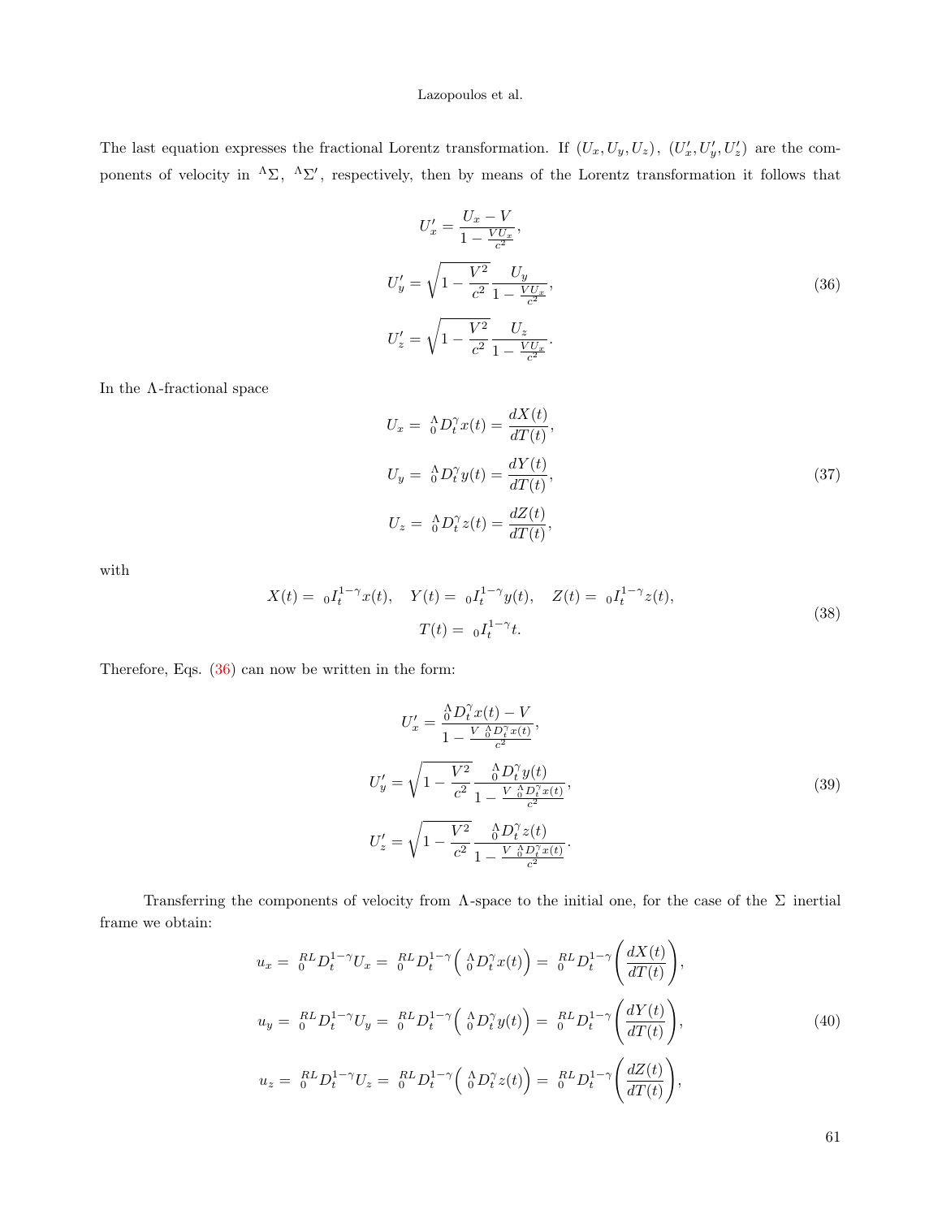The last equation expresses the fractional Lorentz transformation. If $(U_x, U_y, U_z)$, $(U'_x, U'_y, U'_z)$ are the components of velocity in ${}^{\Lambda}\Sigma$, ${}^{\Lambda}\Sigma'$, respectively, then by means of the Lorentz transformation it follows that

$$
\begin{aligned}
U'_x &= \frac{U_x - V}{1 - \frac{VU_x}{c^2}}, \\
U'_y &= \sqrt{1 - \frac{V^2}{c^2}} \frac{U_y}{1 - \frac{VU_x}{c^2}}, \\
U'_z &= \sqrt{1 - \frac{V^2}{c^2}} \frac{U_z}{1 - \frac{VU_x}{c^2}}.
\end{aligned}
\tag{36}
$$

In the $\Lambda$-fractional space

$$
\begin{aligned}
U_x &= {}_{0}^{\Lambda}D_t^{\gamma} x(t) = \frac{dX(t)}{dT(t)}, \\
U_y &= {}_{0}^{\Lambda}D_t^{\gamma} y(t) = \frac{dY(t)}{dT(t)}, \\
U_z &= {}_{0}^{\Lambda}D_t^{\gamma} z(t) = \frac{dZ(t)}{dT(t)},
\end{aligned}
\tag{37}
$$

with

$$
\begin{gathered}
X(t) = {}_{0}I_t^{1-\gamma} x(t), \quad Y(t) = {}_{0}I_t^{1-\gamma} y(t), \quad Z(t) = {}_{0}I_t^{1-\gamma} z(t), \\
T(t) = {}_{0}I_t^{1-\gamma} t.
\end{gathered}
\tag{38}
$$

Therefore, Eqs. (36) can now be written in the form:

$$
\begin{aligned}
U'_x &= \frac{{}_{0}^{\Lambda}D_t^{\gamma} x(t) - V}{1 - \frac{V\, {}_{0}^{\Lambda}D_t^{\gamma} x(t)}{c^2}}, \\
U'_y &= \sqrt{1 - \frac{V^2}{c^2}} \frac{{}_{0}^{\Lambda}D_t^{\gamma} y(t)}{1 - \frac{V\, {}_{0}^{\Lambda}D_t^{\gamma} x(t)}{c^2}}, \\
U'_z &= \sqrt{1 - \frac{V^2}{c^2}} \frac{{}_{0}^{\Lambda}D_t^{\gamma} z(t)}{1 - \frac{V\, {}_{0}^{\Lambda}D_t^{\gamma} x(t)}{c^2}}.
\end{aligned}
\tag{39}
$$

Transferring the components of velocity from $\Lambda$-space to the initial one, for the case of the $\Sigma$ inertial frame we obtain:

$$
\begin{aligned}
u_x &= {}_{0}^{RL}D_t^{1-\gamma} U_x = {}_{0}^{RL}D_t^{1-\gamma} \Big( {}_{0}^{\Lambda}D_t^{\gamma} x(t) \Big) = {}_{0}^{RL}D_t^{1-\gamma} \left( \frac{dX(t)}{dT(t)} \right), \\
u_y &= {}_{0}^{RL}D_t^{1-\gamma} U_y = {}_{0}^{RL}D_t^{1-\gamma} \Big( {}_{0}^{\Lambda}D_t^{\gamma} y(t) \Big) = {}_{0}^{RL}D_t^{1-\gamma} \left( \frac{dY(t)}{dT(t)} \right), \\
u_z &= {}_{0}^{RL}D_t^{1-\gamma} U_z = {}_{0}^{RL}D_t^{1-\gamma} \Big( {}_{0}^{\Lambda}D_t^{\gamma} z(t) \Big) = {}_{0}^{RL}D_t^{1-\gamma} \left( \frac{dZ(t)}{dT(t)} \right),
\end{aligned}
\tag{40}
$$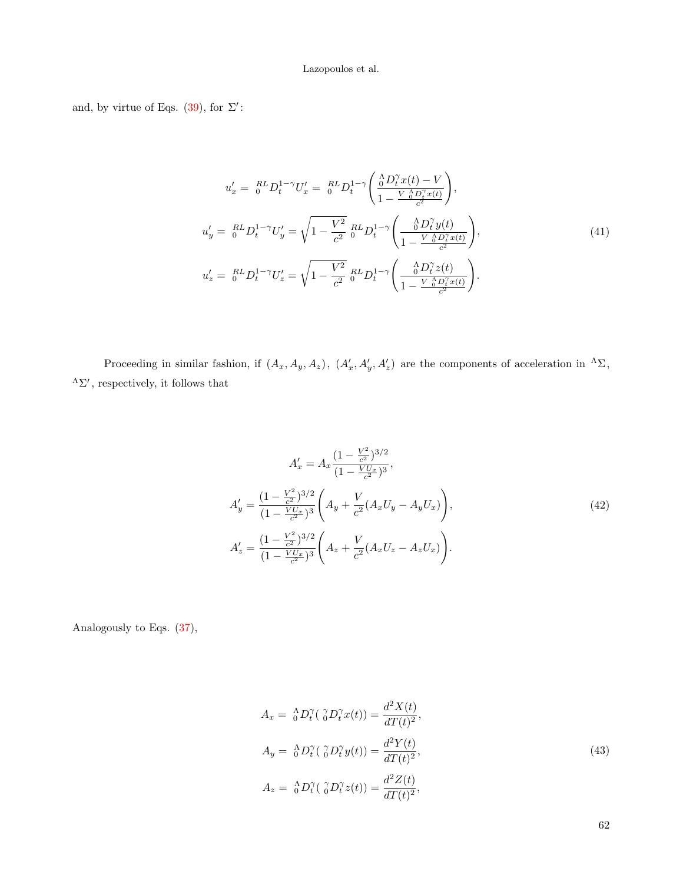and, by virtue of Eqs. (39), for $\Sigma'$:

$$
\begin{aligned}
u'_x &= {}_0^{RL}D_t^{1-\gamma} U'_x = {}_0^{RL}D_t^{1-\gamma} \left( \frac{{}_0^{\Lambda}D_t^{\gamma} x(t) - V}{1 - \frac{V\, {}_0^{\Lambda}D_t^{\gamma} x(t)}{c^2}} \right), \\
u'_y &= {}_0^{RL}D_t^{1-\gamma} U'_y = \sqrt{1 - \frac{V^2}{c^2}}\, {}_0^{RL}D_t^{1-\gamma} \left( \frac{{}_0^{\Lambda}D_t^{\gamma} y(t)}{1 - \frac{V\, {}_0^{\Lambda}D_t^{\gamma} x(t)}{c^2}} \right), \\
u'_z &= {}_0^{RL}D_t^{1-\gamma} U'_z = \sqrt{1 - \frac{V^2}{c^2}}\, {}_0^{RL}D_t^{1-\gamma} \left( \frac{{}_0^{\Lambda}D_t^{\gamma} z(t)}{1 - \frac{V\, {}_0^{\Lambda}D_t^{\gamma} x(t)}{c^2}} \right).
\end{aligned}
\tag{41}
$$

Proceeding in similar fashion, if $(A_x, A_y, A_z)$, $(A'_x, A'_y, A'_z)$ are the components of acceleration in ${}^{\Lambda}\Sigma$, ${}^{\Lambda}\Sigma'$, respectively, it follows that

$$
\begin{aligned}
A'_x &= A_x \frac{(1 - \frac{V^2}{c^2})^{3/2}}{(1 - \frac{VU_x}{c^2})^3}, \\
A'_y &= \frac{(1 - \frac{V^2}{c^2})^{3/2}}{(1 - \frac{VU_x}{c^2})^3} \left( A_y + \frac{V}{c^2}(A_x U_y - A_y U_x) \right), \\
A'_z &= \frac{(1 - \frac{V^2}{c^2})^{3/2}}{(1 - \frac{VU_x}{c^2})^3} \left( A_z + \frac{V}{c^2}(A_x U_z - A_z U_x) \right).
\end{aligned}
\tag{42}
$$

Analogously to Eqs. (37),

$$
\begin{aligned}
A_x &= {}_0^{\Lambda}D_t^{\gamma} ( {}_0^{\gamma}D_t^{\gamma} x(t)) = \frac{d^2 X(t)}{dT(t)^2}, \\
A_y &= {}_0^{\Lambda}D_t^{\gamma} ( {}_0^{\gamma}D_t^{\gamma} y(t)) = \frac{d^2 Y(t)}{dT(t)^2}, \\
A_z &= {}_0^{\Lambda}D_t^{\gamma} ( {}_0^{\gamma}D_t^{\gamma} z(t)) = \frac{d^2 Z(t)}{dT(t)^2},
\end{aligned}
\tag{43}
$$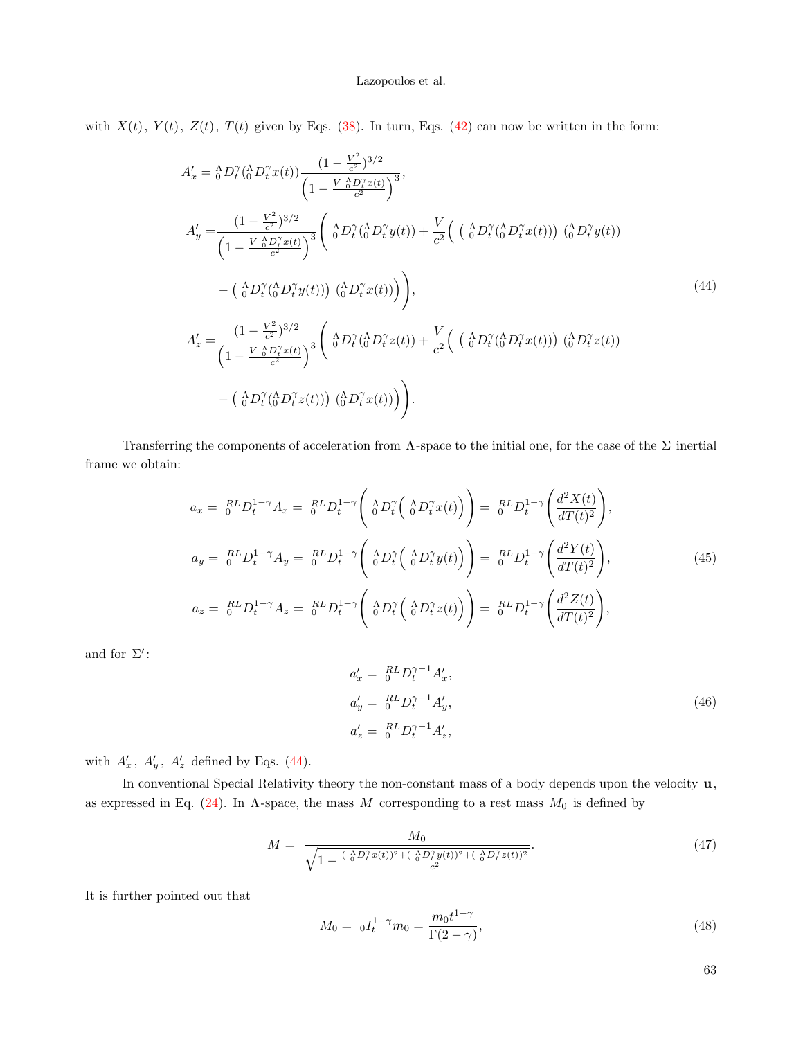with $X(t)$, $Y(t)$, $Z(t)$, $T(t)$ given by Eqs. (38). In turn, Eqs. (42) can now be written in the form:

$$
\begin{aligned}
A'_x &= {}^{\Lambda}_{0}D^{\gamma}_{t}({}^{\Lambda}_{0}D^{\gamma}_{t}x(t))\frac{(1-\frac{V^2}{c^2})^{3/2}}{\left(1-\frac{V\,{}^{\Lambda}_{0}D^{\gamma}_{t}x(t)}{c^2}\right)^3},\\
A'_y &= \frac{(1-\frac{V^2}{c^2})^{3/2}}{\left(1-\frac{V\,{}^{\Lambda}_{0}D^{\gamma}_{t}x(t)}{c^2}\right)^3}\Bigg( {}^{\Lambda}_{0}D^{\gamma}_{t}({}^{\Lambda}_{0}D^{\gamma}_{t}y(t)) + \frac{V}{c^2}\Big( \big( {}^{\Lambda}_{0}D^{\gamma}_{t}({}^{\Lambda}_{0}D^{\gamma}_{t}x(t))\big)\ ({}^{\Lambda}_{0}D^{\gamma}_{t}y(t))\\
&\quad - \big( {}^{\Lambda}_{0}D^{\gamma}_{t}({}^{\Lambda}_{0}D^{\gamma}_{t}y(t))\big)\ ({}^{\Lambda}_{0}D^{\gamma}_{t}x(t))\Big)\Bigg),\\
A'_z &= \frac{(1-\frac{V^2}{c^2})^{3/2}}{\left(1-\frac{V\,{}^{\Lambda}_{0}D^{\gamma}_{t}x(t)}{c^2}\right)^3}\Bigg( {}^{\Lambda}_{0}D^{\gamma}_{t}({}^{\Lambda}_{0}D^{\gamma}_{t}z(t)) + \frac{V}{c^2}\Big( \big( {}^{\Lambda}_{0}D^{\gamma}_{t}({}^{\Lambda}_{0}D^{\gamma}_{t}x(t))\big)\ ({}^{\Lambda}_{0}D^{\gamma}_{t}z(t))\\
&\quad - \big( {}^{\Lambda}_{0}D^{\gamma}_{t}({}^{\Lambda}_{0}D^{\gamma}_{t}z(t))\big)\ ({}^{\Lambda}_{0}D^{\gamma}_{t}x(t))\Big)\Bigg).
\end{aligned}
\tag{44}
$$

Transferring the components of acceleration from $\Lambda$-space to the initial one, for the case of the $\Sigma$ inertial frame we obtain:

$$
\begin{aligned}
a_x &= {}^{RL}_{0}D^{1-\gamma}_{t}A_x = {}^{RL}_{0}D^{1-\gamma}_{t}\left( {}^{\Lambda}_{0}D^{\gamma}_{t}\left( {}^{\Lambda}_{0}D^{\gamma}_{t}x(t)\right)\right) = {}^{RL}_{0}D^{1-\gamma}_{t}\left(\frac{d^2X(t)}{dT(t)^2}\right),\\
a_y &= {}^{RL}_{0}D^{1-\gamma}_{t}A_y = {}^{RL}_{0}D^{1-\gamma}_{t}\left( {}^{\Lambda}_{0}D^{\gamma}_{t}\left( {}^{\Lambda}_{0}D^{\gamma}_{t}y(t)\right)\right) = {}^{RL}_{0}D^{1-\gamma}_{t}\left(\frac{d^2Y(t)}{dT(t)^2}\right),\\
a_z &= {}^{RL}_{0}D^{1-\gamma}_{t}A_z = {}^{RL}_{0}D^{1-\gamma}_{t}\left( {}^{\Lambda}_{0}D^{\gamma}_{t}\left( {}^{\Lambda}_{0}D^{\gamma}_{t}z(t)\right)\right) = {}^{RL}_{0}D^{1-\gamma}_{t}\left(\frac{d^2Z(t)}{dT(t)^2}\right),
\end{aligned}
\tag{45}
$$

and for $\Sigma'$:

$$
\begin{aligned}
a'_x &= {}^{RL}_{0}D^{\gamma-1}_{t}A'_x,\\
a'_y &= {}^{RL}_{0}D^{\gamma-1}_{t}A'_y,\\
a'_z &= {}^{RL}_{0}D^{\gamma-1}_{t}A'_z,
\end{aligned}
\tag{46}
$$

with $A'_x$, $A'_y$, $A'_z$ defined by Eqs. (44).

In conventional Special Relativity theory the non-constant mass of a body depends upon the velocity $\mathbf{u}$, as expressed in Eq. (24). In $\Lambda$-space, the mass $M$ corresponding to a rest mass $M_0$ is defined by

$$
M = \frac{M_0}{\sqrt{1-\frac{({}^{\Lambda}_{0}D^{\gamma}_{t}x(t))^2+({}^{\Lambda}_{0}D^{\gamma}_{t}y(t))^2+({}^{\Lambda}_{0}D^{\gamma}_{t}z(t))^2}{c^2}}}.
\tag{47}
$$

It is further pointed out that

$$
M_0 = {}_{0}I^{1-\gamma}_{t}m_0 = \frac{m_0 t^{1-\gamma}}{\Gamma(2-\gamma)},
\tag{48}
$$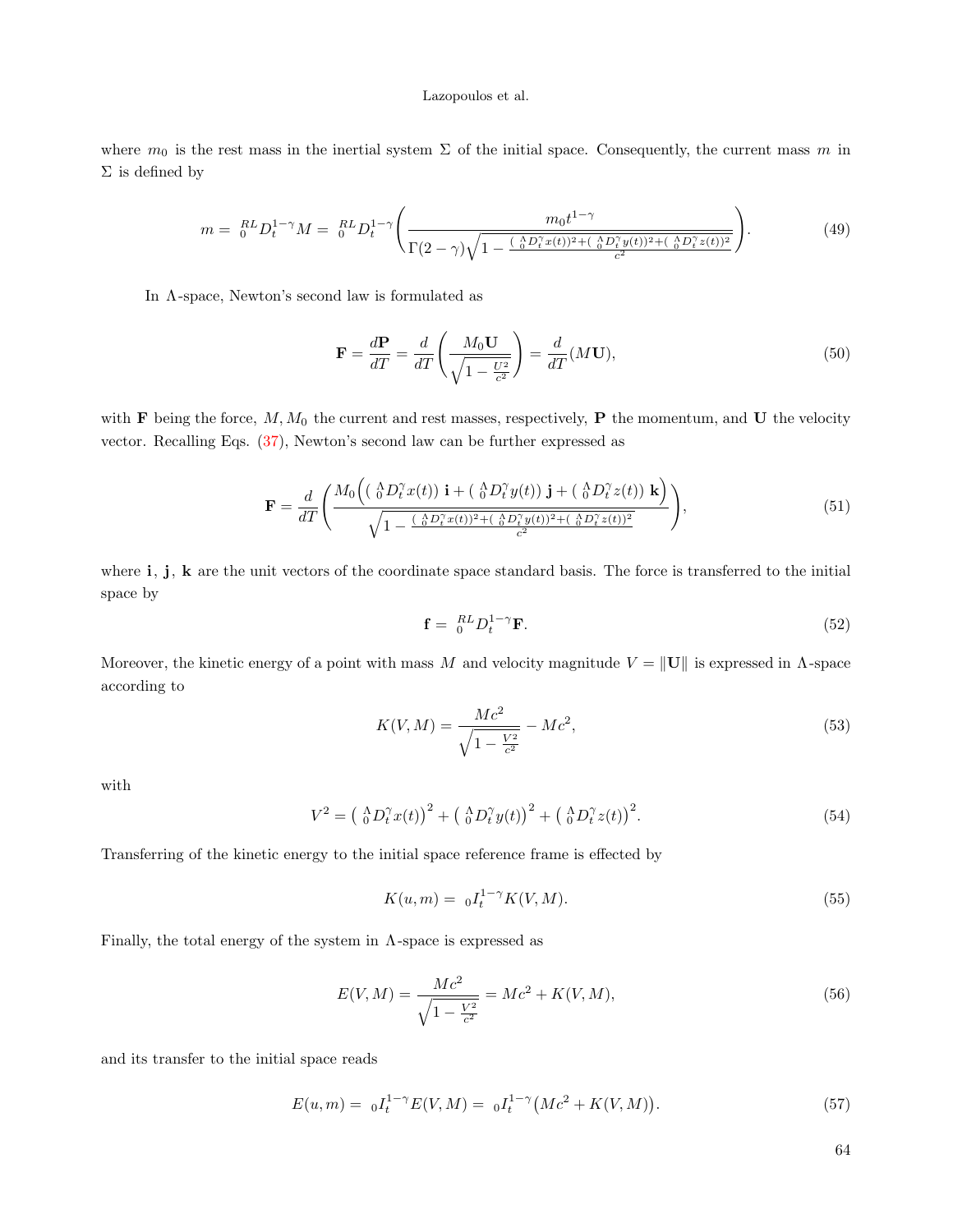where $m_0$ is the rest mass in the inertial system $\Sigma$ of the initial space. Consequently, the current mass $m$ in $\Sigma$ is defined by

$$m = {}_{0}^{RL}D_t^{1-\gamma} M = {}_{0}^{RL}D_t^{1-\gamma} \left( \frac{m_0 t^{1-\gamma}}{\Gamma(2-\gamma)\sqrt{1 - \frac{({}_{0}^{\Lambda}D_t^{\gamma} x(t))^2 + ({}_{0}^{\Lambda}D_t^{\gamma} y(t))^2 + ({}_{0}^{\Lambda}D_t^{\gamma} z(t))^2}{c^2}}} \right). \tag{49}$$

In $\Lambda$-space, Newton's second law is formulated as

$$\mathbf{F} = \frac{d\mathbf{P}}{dT} = \frac{d}{dT}\left( \frac{M_0 \mathbf{U}}{\sqrt{1 - \frac{U^2}{c^2}}} \right) = \frac{d}{dT}(M\mathbf{U}), \tag{50}$$

with $\mathbf{F}$ being the force, $M, M_0$ the current and rest masses, respectively, $\mathbf{P}$ the momentum, and $\mathbf{U}$ the velocity vector. Recalling Eqs. (37), Newton's second law can be further expressed as

$$\mathbf{F} = \frac{d}{dT}\left( \frac{M_0\Big( ({}_{0}^{\Lambda}D_t^{\gamma} x(t))\ \mathbf{i} + ({}_{0}^{\Lambda}D_t^{\gamma} y(t))\ \mathbf{j} + ({}_{0}^{\Lambda}D_t^{\gamma} z(t))\ \mathbf{k}\Big)}{\sqrt{1 - \frac{({}_{0}^{\Lambda}D_t^{\gamma} x(t))^2 + ({}_{0}^{\Lambda}D_t^{\gamma} y(t))^2 + ({}_{0}^{\Lambda}D_t^{\gamma} z(t))^2}{c^2}}} \right), \tag{51}$$

where $\mathbf{i}$, $\mathbf{j}$, $\mathbf{k}$ are the unit vectors of the coordinate space standard basis. The force is transferred to the initial space by

$$\mathbf{f} = {}_{0}^{RL}D_t^{1-\gamma}\mathbf{F}. \tag{52}$$

Moreover, the kinetic energy of a point with mass $M$ and velocity magnitude $V = \|\mathbf{U}\|$ is expressed in $\Lambda$-space according to

$$K(V, M) = \frac{Mc^2}{\sqrt{1 - \frac{V^2}{c^2}}} - Mc^2, \tag{53}$$

with

$$V^2 = \big({}_{0}^{\Lambda}D_t^{\gamma} x(t)\big)^2 + \big({}_{0}^{\Lambda}D_t^{\gamma} y(t)\big)^2 + \big({}_{0}^{\Lambda}D_t^{\gamma} z(t)\big)^2. \tag{54}$$

Transferring of the kinetic energy to the initial space reference frame is effected by

$$K(u, m) = {}_{0}I_t^{1-\gamma} K(V, M). \tag{55}$$

Finally, the total energy of the system in $\Lambda$-space is expressed as

$$E(V, M) = \frac{Mc^2}{\sqrt{1 - \frac{V^2}{c^2}}} = Mc^2 + K(V, M), \tag{56}$$

and its transfer to the initial space reads

$$E(u, m) = {}_{0}I_t^{1-\gamma} E(V, M) = {}_{0}I_t^{1-\gamma}\big(Mc^2 + K(V, M)\big). \tag{57}$$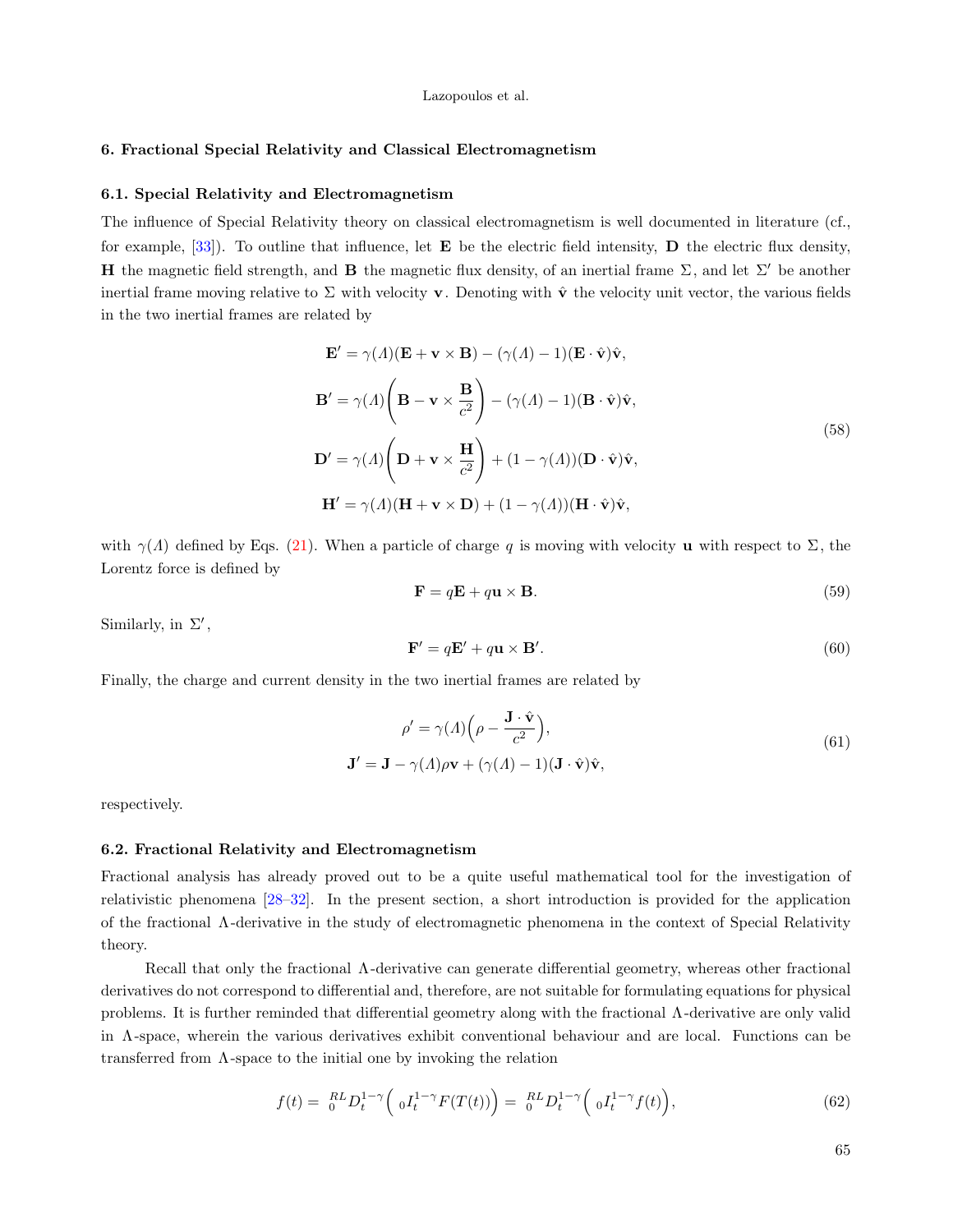### 6. Fractional Special Relativity and Classical Electromagnetism

#### 6.1. Special Relativity and Electromagnetism

The influence of Special Relativity theory on classical electromagnetism is well documented in literature (cf., for example, [33]). To outline that influence, let $\mathbf{E}$ be the electric field intensity, $\mathbf{D}$ the electric flux density, $\mathbf{H}$ the magnetic field strength, and $\mathbf{B}$ the magnetic flux density, of an inertial frame $\Sigma$, and let $\Sigma'$ be another inertial frame moving relative to $\Sigma$ with velocity $\mathbf{v}$. Denoting with $\hat{\mathbf{v}}$ the velocity unit vector, the various fields in the two inertial frames are related by

$$
\begin{aligned}
\mathbf{E}' &= \gamma(\Lambda)(\mathbf{E} + \mathbf{v} \times \mathbf{B}) - (\gamma(\Lambda) - 1)(\mathbf{E} \cdot \hat{\mathbf{v}})\hat{\mathbf{v}}, \\
\mathbf{B}' &= \gamma(\Lambda)\left(\mathbf{B} - \mathbf{v} \times \frac{\mathbf{B}}{c^2}\right) - (\gamma(\Lambda) - 1)(\mathbf{B} \cdot \hat{\mathbf{v}})\hat{\mathbf{v}}, \\
\mathbf{D}' &= \gamma(\Lambda)\left(\mathbf{D} + \mathbf{v} \times \frac{\mathbf{H}}{c^2}\right) + (1 - \gamma(\Lambda))(\mathbf{D} \cdot \hat{\mathbf{v}})\hat{\mathbf{v}}, \\
\mathbf{H}' &= \gamma(\Lambda)(\mathbf{H} + \mathbf{v} \times \mathbf{D}) + (1 - \gamma(\Lambda))(\mathbf{H} \cdot \hat{\mathbf{v}})\hat{\mathbf{v}},
\end{aligned}
\tag{58}
$$

with $\gamma(\Lambda)$ defined by Eqs. (21). When a particle of charge $q$ is moving with velocity $\mathbf{u}$ with respect to $\Sigma$, the Lorentz force is defined by

$$
\mathbf{F} = q\mathbf{E} + q\mathbf{u} \times \mathbf{B}. \tag{59}
$$

Similarly, in $\Sigma'$,

$$
\mathbf{F}' = q\mathbf{E}' + q\mathbf{u} \times \mathbf{B}'. \tag{60}
$$

Finally, the charge and current density in the two inertial frames are related by

$$
\begin{aligned}
\rho' &= \gamma(\Lambda)\left(\rho - \frac{\mathbf{J} \cdot \hat{\mathbf{v}}}{c^2}\right), \\
\mathbf{J}' &= \mathbf{J} - \gamma(\Lambda)\rho\mathbf{v} + (\gamma(\Lambda) - 1)(\mathbf{J} \cdot \hat{\mathbf{v}})\hat{\mathbf{v}},
\end{aligned}
\tag{61}
$$

respectively.

#### 6.2. Fractional Relativity and Electromagnetism

Fractional analysis has already proved out to be a quite useful mathematical tool for the investigation of relativistic phenomena [28–32]. In the present section, a short introduction is provided for the application of the fractional Λ-derivative in the study of electromagnetic phenomena in the context of Special Relativity theory.

Recall that only the fractional Λ-derivative can generate differential geometry, whereas other fractional derivatives do not correspond to differential and, therefore, are not suitable for formulating equations for physical problems. It is further reminded that differential geometry along with the fractional Λ-derivative are only valid in Λ-space, wherein the various derivatives exhibit conventional behaviour and are local. Functions can be transferred from Λ-space to the initial one by invoking the relation

$$
f(t) = {}_{0}^{RL}D_t^{1-\gamma}\Big({}_{0}I_t^{1-\gamma} F(T(t))\Big) = {}_{0}^{RL}D_t^{1-\gamma}\Big({}_{0}I_t^{1-\gamma} f(t)\Big), \tag{62}
$$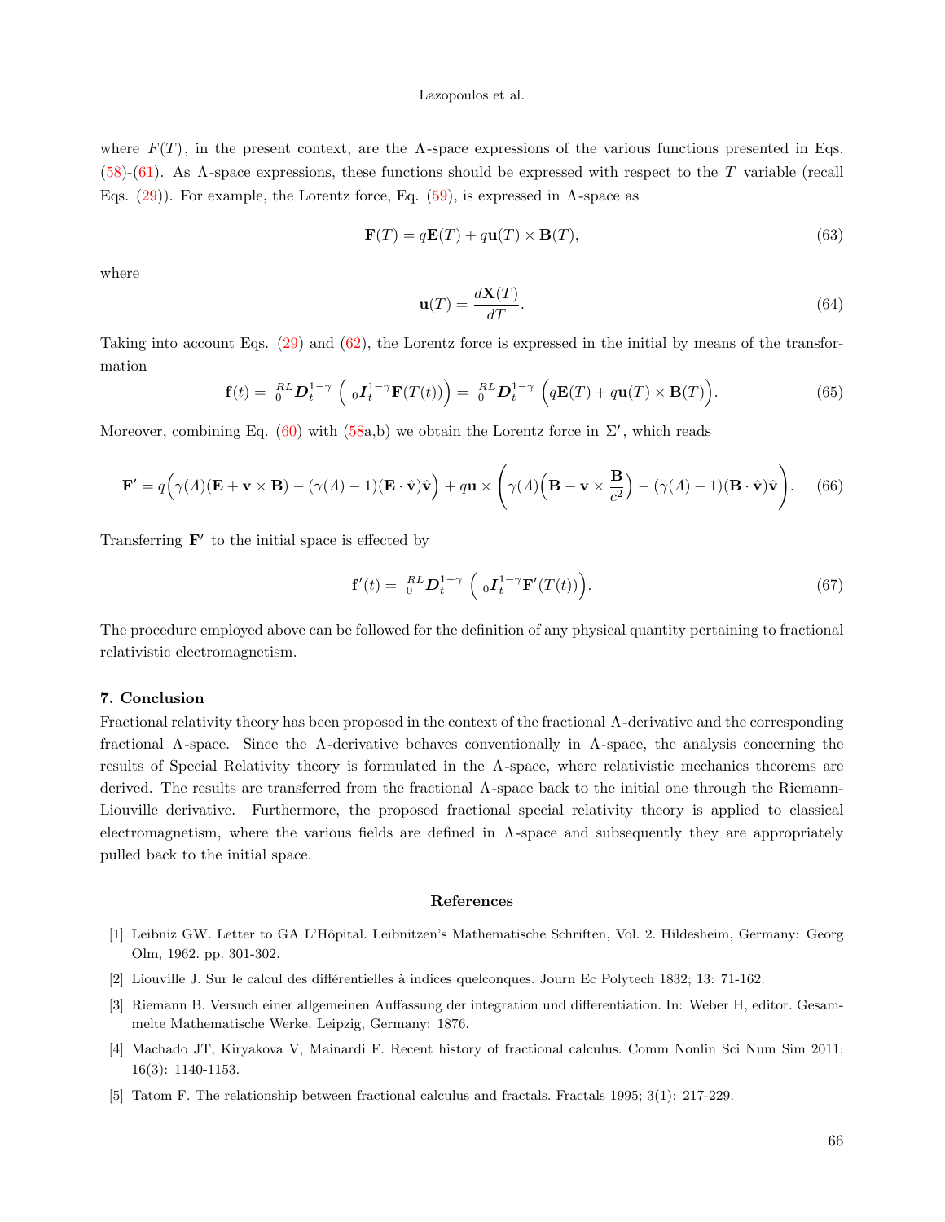where $F(T)$, in the present context, are the $\Lambda$-space expressions of the various functions presented in Eqs. (58)-(61). As $\Lambda$-space expressions, these functions should be expressed with respect to the $T$ variable (recall Eqs. (29)). For example, the Lorentz force, Eq. (59), is expressed in $\Lambda$-space as

$$\mathbf{F}(T) = q\mathbf{E}(T) + q\mathbf{u}(T) \times \mathbf{B}(T), \tag{63}$$

where

$$\mathbf{u}(T) = \frac{d\mathbf{X}(T)}{dT}. \tag{64}$$

Taking into account Eqs. (29) and (62), the Lorentz force is expressed in the initial by means of the transformation

$$\mathbf{f}(t) = {}_0^{RL}\boldsymbol{D}_t^{1-\gamma} \left( {}_0\boldsymbol{I}_t^{1-\gamma}\mathbf{F}(T(t))\right) = {}_0^{RL}\boldsymbol{D}_t^{1-\gamma} \left( q\mathbf{E}(T) + q\mathbf{u}(T) \times \mathbf{B}(T)\right). \tag{65}$$

Moreover, combining Eq. (60) with (58a,b) we obtain the Lorentz force in $\Sigma'$, which reads

$$\mathbf{F}' = q\Big(\gamma(\Lambda)(\mathbf{E} + \mathbf{v}\times\mathbf{B}) - (\gamma(\Lambda)-1)(\mathbf{E}\cdot\hat{\mathbf{v}})\hat{\mathbf{v}}\Big) + q\mathbf{u}\times\left(\gamma(\Lambda)\Big(\mathbf{B} - \mathbf{v}\times\frac{\mathbf{B}}{c^2}\Big) - (\gamma(\Lambda)-1)(\mathbf{B}\cdot\hat{\mathbf{v}})\hat{\mathbf{v}}\right). \tag{66}$$

Transferring $\mathbf{F}'$ to the initial space is effected by

$$\mathbf{f}'(t) = {}_0^{RL}\boldsymbol{D}_t^{1-\gamma} \left( {}_0\boldsymbol{I}_t^{1-\gamma}\mathbf{F}'(T(t))\right). \tag{67}$$

The procedure employed above can be followed for the definition of any physical quantity pertaining to fractional relativistic electromagnetism.

## 7. Conclusion

Fractional relativity theory has been proposed in the context of the fractional $\Lambda$-derivative and the corresponding fractional $\Lambda$-space. Since the $\Lambda$-derivative behaves conventionally in $\Lambda$-space, the analysis concerning the results of Special Relativity theory is formulated in the $\Lambda$-space, where relativistic mechanics theorems are derived. The results are transferred from the fractional $\Lambda$-space back to the initial one through the Riemann-Liouville derivative. Furthermore, the proposed fractional special relativity theory is applied to classical electromagnetism, where the various fields are defined in $\Lambda$-space and subsequently they are appropriately pulled back to the initial space.

## References

[1] Leibniz GW. Letter to GA L'Hôpital. Leibnitzen's Mathematische Schriften, Vol. 2. Hildesheim, Germany: Georg Olm, 1962. pp. 301-302.

[2] Liouville J. Sur le calcul des différentielles à indices quelconques. Journ Ec Polytech 1832; 13: 71-162.

[3] Riemann B. Versuch einer allgemeinen Auffassung der integration und differentiation. In: Weber H, editor. Gesammelte Mathematische Werke. Leipzig, Germany: 1876.

[4] Machado JT, Kiryakova V, Mainardi F. Recent history of fractional calculus. Comm Nonlin Sci Num Sim 2011; 16(3): 1140-1153.

[5] Tatom F. The relationship between fractional calculus and fractals. Fractals 1995; 3(1): 217-229.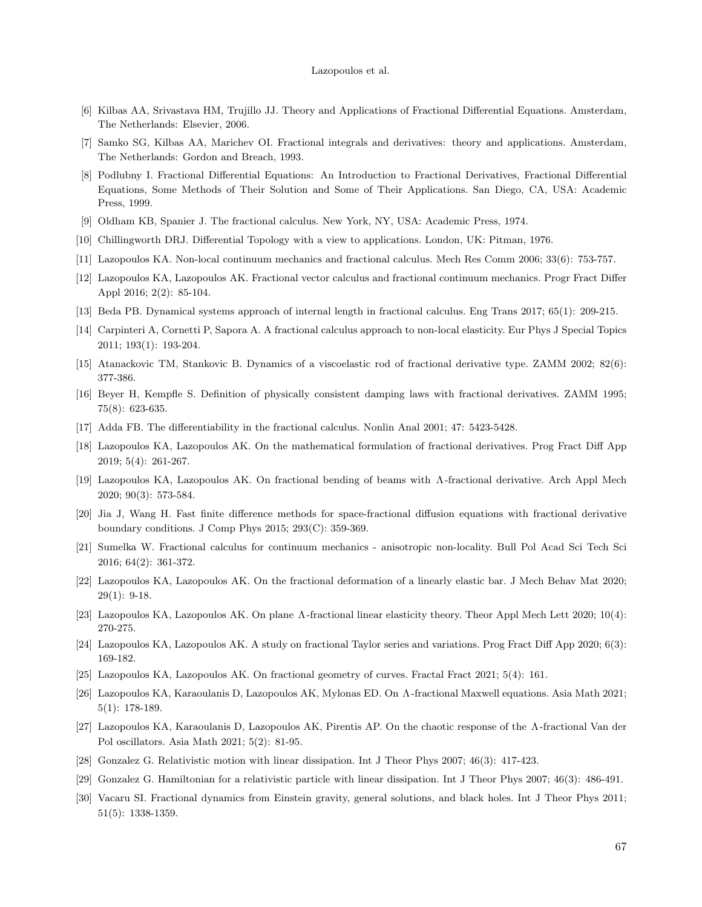[6] Kilbas AA, Srivastava HM, Trujillo JJ. Theory and Applications of Fractional Differential Equations. Amsterdam, The Netherlands: Elsevier, 2006.

[7] Samko SG, Kilbas AA, Marichev OI. Fractional integrals and derivatives: theory and applications. Amsterdam, The Netherlands: Gordon and Breach, 1993.

[8] Podlubny I. Fractional Differential Equations: An Introduction to Fractional Derivatives, Fractional Differential Equations, Some Methods of Their Solution and Some of Their Applications. San Diego, CA, USA: Academic Press, 1999.

[9] Oldham KB, Spanier J. The fractional calculus. New York, NY, USA: Academic Press, 1974.

[10] Chillingworth DRJ. Differential Topology with a view to applications. London, UK: Pitman, 1976.

[11] Lazopoulos KA. Non-local continuum mechanics and fractional calculus. Mech Res Comm 2006; 33(6): 753-757.

[12] Lazopoulos KA, Lazopoulos AK. Fractional vector calculus and fractional continuum mechanics. Progr Fract Differ Appl 2016; 2(2): 85-104.

[13] Beda PB. Dynamical systems approach of internal length in fractional calculus. Eng Trans 2017; 65(1): 209-215.

[14] Carpinteri A, Cornetti P, Sapora A. A fractional calculus approach to non-local elasticity. Eur Phys J Special Topics 2011; 193(1): 193-204.

[15] Atanackovic TM, Stankovic B. Dynamics of a viscoelastic rod of fractional derivative type. ZAMM 2002; 82(6): 377-386.

[16] Beyer H, Kempfle S. Definition of physically consistent damping laws with fractional derivatives. ZAMM 1995; 75(8): 623-635.

[17] Adda FB. The differentiability in the fractional calculus. Nonlin Anal 2001; 47: 5423-5428.

[18] Lazopoulos KA, Lazopoulos AK. On the mathematical formulation of fractional derivatives. Prog Fract Diff App 2019; 5(4): 261-267.

[19] Lazopoulos KA, Lazopoulos AK. On fractional bending of beams with Λ-fractional derivative. Arch Appl Mech 2020; 90(3): 573-584.

[20] Jia J, Wang H. Fast finite difference methods for space-fractional diffusion equations with fractional derivative boundary conditions. J Comp Phys 2015; 293(C): 359-369.

[21] Sumelka W. Fractional calculus for continuum mechanics - anisotropic non-locality. Bull Pol Acad Sci Tech Sci 2016; 64(2): 361-372.

[22] Lazopoulos KA, Lazopoulos AK. On the fractional deformation of a linearly elastic bar. J Mech Behav Mat 2020; 29(1): 9-18.

[23] Lazopoulos KA, Lazopoulos AK. On plane Λ-fractional linear elasticity theory. Theor Appl Mech Lett 2020; 10(4): 270-275.

[24] Lazopoulos KA, Lazopoulos AK. A study on fractional Taylor series and variations. Prog Fract Diff App 2020; 6(3): 169-182.

[25] Lazopoulos KA, Lazopoulos AK. On fractional geometry of curves. Fractal Fract 2021; 5(4): 161.

[26] Lazopoulos KA, Karaoulanis D, Lazopoulos AK, Mylonas ED. On Λ-fractional Maxwell equations. Asia Math 2021; 5(1): 178-189.

[27] Lazopoulos KA, Karaoulanis D, Lazopoulos AK, Pirentis AP. On the chaotic response of the Λ-fractional Van der Pol oscillators. Asia Math 2021; 5(2): 81-95.

[28] Gonzalez G. Relativistic motion with linear dissipation. Int J Theor Phys 2007; 46(3): 417-423.

[29] Gonzalez G. Hamiltonian for a relativistic particle with linear dissipation. Int J Theor Phys 2007; 46(3): 486-491.

[30] Vacaru SI. Fractional dynamics from Einstein gravity, general solutions, and black holes. Int J Theor Phys 2011; 51(5): 1338-1359.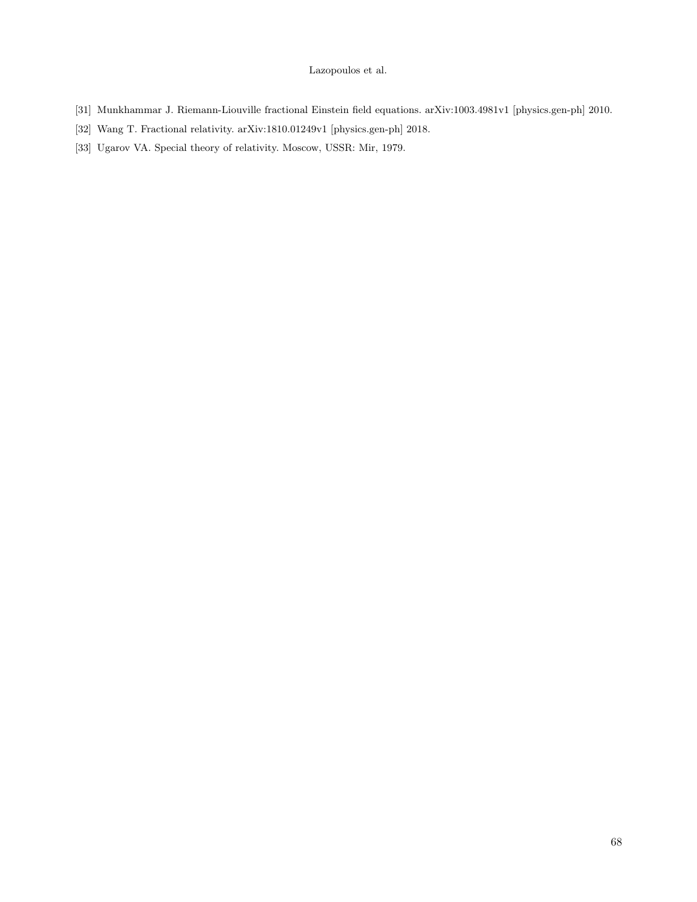[31] Munkhammar J. Riemann-Liouville fractional Einstein field equations. arXiv:1003.4981v1 [physics.gen-ph] 2010.

[32] Wang T. Fractional relativity. arXiv:1810.01249v1 [physics.gen-ph] 2018.

[33] Ugarov VA. Special theory of relativity. Moscow, USSR: Mir, 1979.